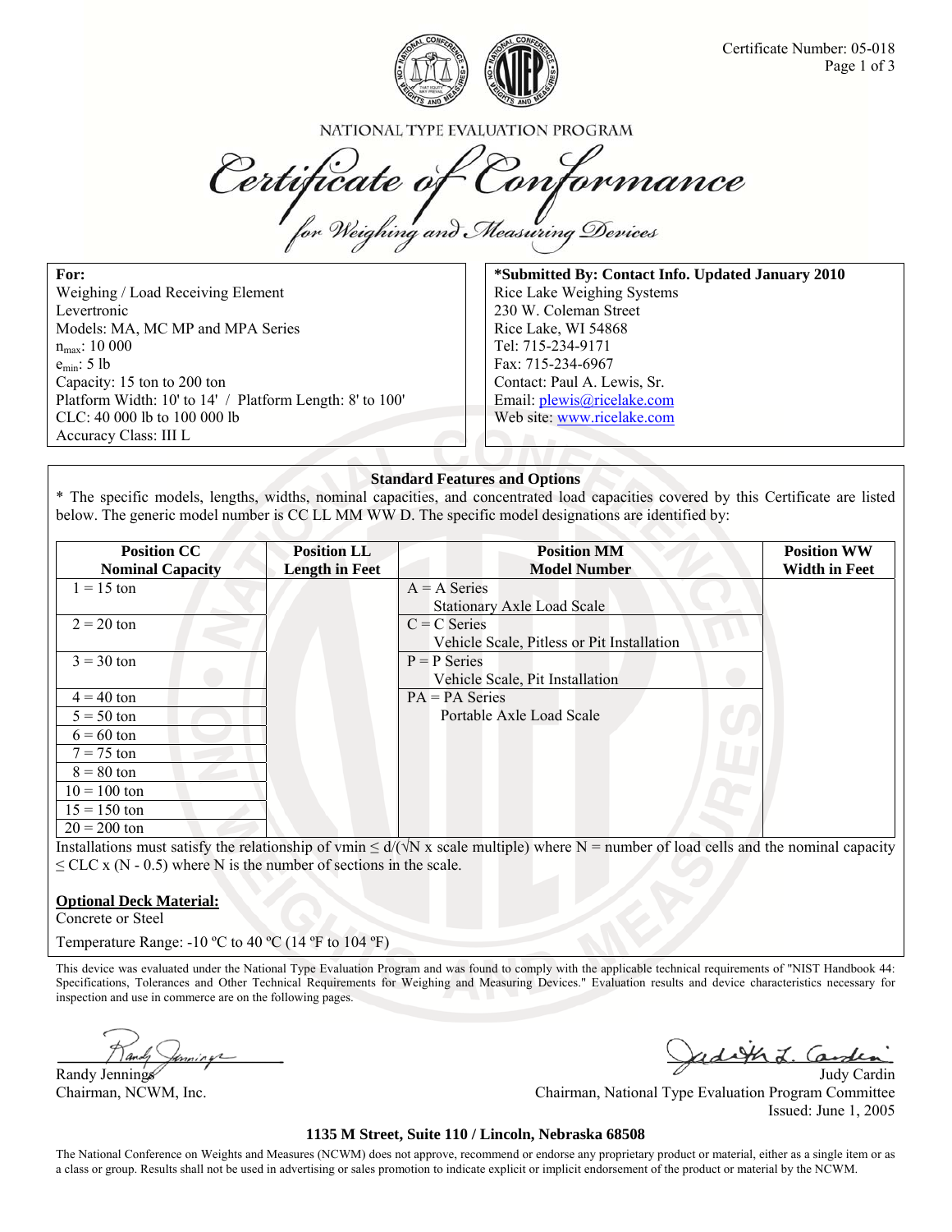Certificate Number: 05-018

NATIONAL TYPE EVALUATION PROGRAM

# Certificate of Conformance

## for Weighing and Measuring Devices

**For:**
Weighing / Load Receiving Element
Levertronic
Models: MA, MC MP and MPA Series
$n_{max}$: 10 000
$e_{min}$: 5 lb
Capacity: 15 ton to 200 ton
Platform Width: 10' to 14' / Platform Length: 8' to 100'
CLC: 40 000 lb to 100 000 lb
Accuracy Class: III L

**\*Submitted By: Contact Info. Updated January 2010**
Rice Lake Weighing Systems
230 W. Coleman Street
Rice Lake, WI 54868
Tel: 715-234-9171
Fax: 715-234-6967
Contact: Paul A. Lewis, Sr.
Email: plewis@ricelake.com
Web site: www.ricelake.com

**Standard Features and Options**

\* The specific models, lengths, widths, nominal capacities, and concentrated load capacities covered by this Certificate are listed below. The generic model number is CC LL MM WW D. The specific model designations are identified by:

| Position CC Nominal Capacity | Position LL Length in Feet | Position MM Model Number | Position WW Width in Feet |
|---|---|---|---|
| 1 = 15 ton | | A = A Series Stationary Axle Load Scale | |
| 2 = 20 ton | | C = C Series Vehicle Scale, Pitless or Pit Installation | |
| 3 = 30 ton | | P = P Series Vehicle Scale, Pit Installation | |
| 4 = 40 ton | | PA = PA Series Portable Axle Load Scale | |
| 5 = 50 ton | | | |
| 6 = 60 ton | | | |
| 7 = 75 ton | | | |
| 8 = 80 ton | | | |
| 10 = 100 ton | | | |
| 15 = 150 ton | | | |
| 20 = 200 ton | | | |

Installations must satisfy the relationship of $v_{min} \leq d/(\sqrt{N} \times \text{scale multiple})$ where N = number of load cells and the nominal capacity $\leq$ CLC x (N - 0.5) where N is the number of sections in the scale.

**Optional Deck Material:**
Concrete or Steel

Temperature Range: -10 ºC to 40 ºC (14 ºF to 104 ºF)

This device was evaluated under the National Type Evaluation Program and was found to comply with the applicable technical requirements of "NIST Handbook 44: Specifications, Tolerances and Other Technical Requirements for Weighing and Measuring Devices." Evaluation results and device characteristics necessary for inspection and use in commerce are on the following pages.

Randy Jennings
Chairman, NCWM, Inc.

Judy Cardin
Chairman, National Type Evaluation Program Committee
Issued: June 1, 2005

**1135 M Street, Suite 110 / Lincoln, Nebraska 68508**

The National Conference on Weights and Measures (NCWM) does not approve, recommend or endorse any proprietary product or material, either as a single item or as a class or group. Results shall not be used in advertising or sales promotion to indicate explicit or implicit endorsement of the product or material by the NCWM.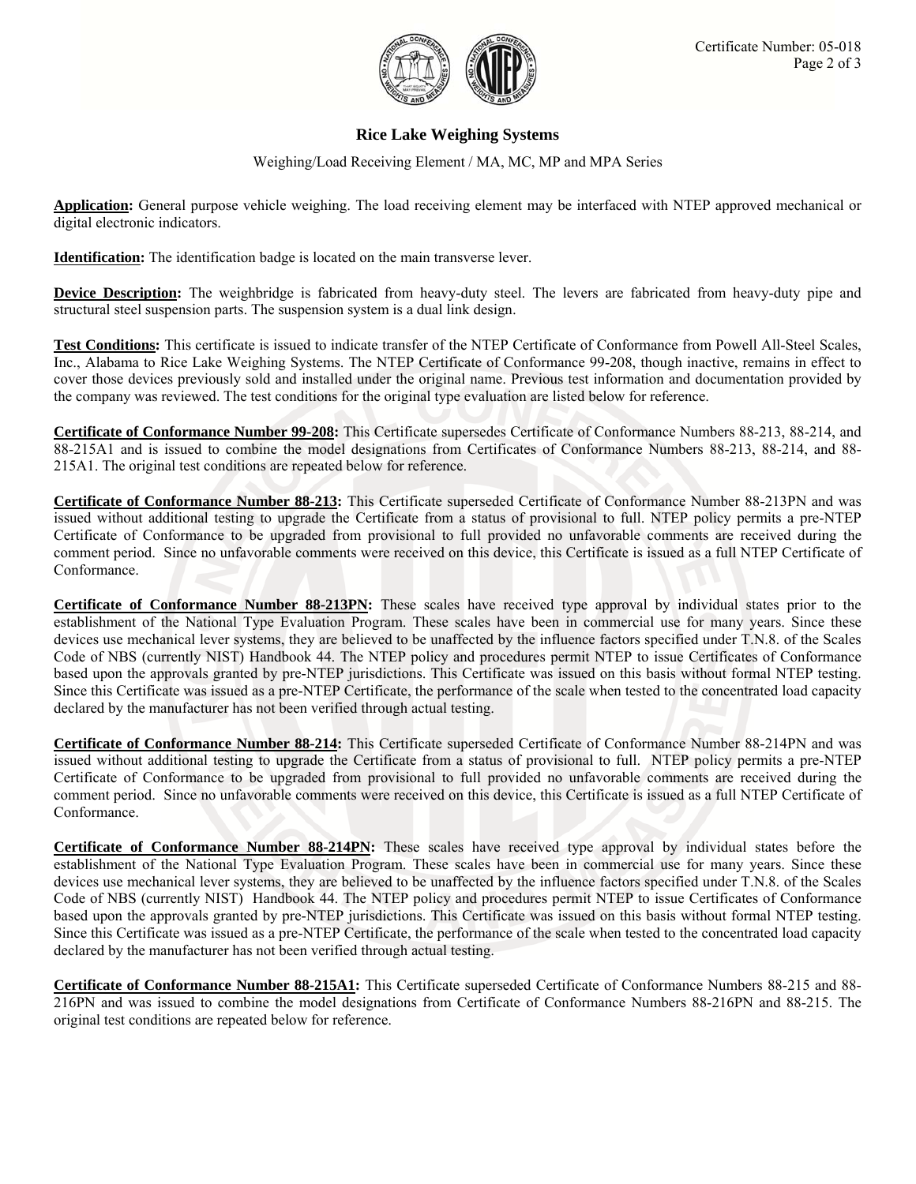## Rice Lake Weighing Systems

Weighing/Load Receiving Element / MA, MC, MP and MPA Series

**Application:** General purpose vehicle weighing. The load receiving element may be interfaced with NTEP approved mechanical or digital electronic indicators.

**Identification:** The identification badge is located on the main transverse lever.

**Device Description:** The weighbridge is fabricated from heavy-duty steel. The levers are fabricated from heavy-duty pipe and structural steel suspension parts. The suspension system is a dual link design.

**Test Conditions:** This certificate is issued to indicate transfer of the NTEP Certificate of Conformance from Powell All-Steel Scales, Inc., Alabama to Rice Lake Weighing Systems. The NTEP Certificate of Conformance 99-208, though inactive, remains in effect to cover those devices previously sold and installed under the original name. Previous test information and documentation provided by the company was reviewed. The test conditions for the original type evaluation are listed below for reference.

**Certificate of Conformance Number 99-208:** This Certificate supersedes Certificate of Conformance Numbers 88-213, 88-214, and 88-215A1 and is issued to combine the model designations from Certificates of Conformance Numbers 88-213, 88-214, and 88-215A1. The original test conditions are repeated below for reference.

**Certificate of Conformance Number 88-213:** This Certificate superseded Certificate of Conformance Number 88-213PN and was issued without additional testing to upgrade the Certificate from a status of provisional to full. NTEP policy permits a pre-NTEP Certificate of Conformance to be upgraded from provisional to full provided no unfavorable comments are received during the comment period. Since no unfavorable comments were received on this device, this Certificate is issued as a full NTEP Certificate of Conformance.

**Certificate of Conformance Number 88-213PN:** These scales have received type approval by individual states prior to the establishment of the National Type Evaluation Program. These scales have been in commercial use for many years. Since these devices use mechanical lever systems, they are believed to be unaffected by the influence factors specified under T.N.8. of the Scales Code of NBS (currently NIST) Handbook 44. The NTEP policy and procedures permit NTEP to issue Certificates of Conformance based upon the approvals granted by pre-NTEP jurisdictions. This Certificate was issued on this basis without formal NTEP testing. Since this Certificate was issued as a pre-NTEP Certificate, the performance of the scale when tested to the concentrated load capacity declared by the manufacturer has not been verified through actual testing.

**Certificate of Conformance Number 88-214:** This Certificate superseded Certificate of Conformance Number 88-214PN and was issued without additional testing to upgrade the Certificate from a status of provisional to full. NTEP policy permits a pre-NTEP Certificate of Conformance to be upgraded from provisional to full provided no unfavorable comments are received during the comment period. Since no unfavorable comments were received on this device, this Certificate is issued as a full NTEP Certificate of Conformance.

**Certificate of Conformance Number 88-214PN:** These scales have received type approval by individual states before the establishment of the National Type Evaluation Program. These scales have been in commercial use for many years. Since these devices use mechanical lever systems, they are believed to be unaffected by the influence factors specified under T.N.8. of the Scales Code of NBS (currently NIST) Handbook 44. The NTEP policy and procedures permit NTEP to issue Certificates of Conformance based upon the approvals granted by pre-NTEP jurisdictions. This Certificate was issued on this basis without formal NTEP testing. Since this Certificate was issued as a pre-NTEP Certificate, the performance of the scale when tested to the concentrated load capacity declared by the manufacturer has not been verified through actual testing.

**Certificate of Conformance Number 88-215A1:** This Certificate superseded Certificate of Conformance Numbers 88-215 and 88-216PN and was issued to combine the model designations from Certificate of Conformance Numbers 88-216PN and 88-215. The original test conditions are repeated below for reference.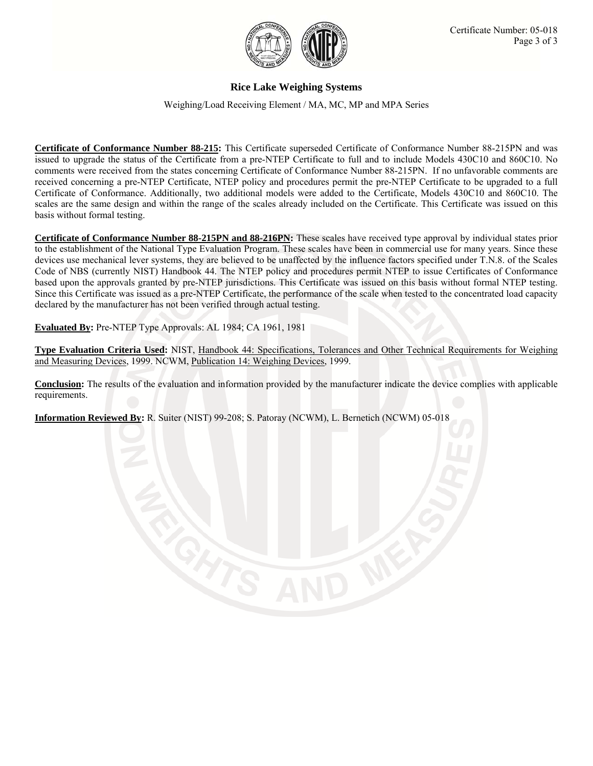**Rice Lake Weighing Systems**

Weighing/Load Receiving Element / MA, MC, MP and MPA Series

**Certificate of Conformance Number 88-215:** This Certificate superseded Certificate of Conformance Number 88-215PN and was issued to upgrade the status of the Certificate from a pre-NTEP Certificate to full and to include Models 430C10 and 860C10. No comments were received from the states concerning Certificate of Conformance Number 88-215PN. If no unfavorable comments are received concerning a pre-NTEP Certificate, NTEP policy and procedures permit the pre-NTEP Certificate to be upgraded to a full Certificate of Conformance. Additionally, two additional models were added to the Certificate, Models 430C10 and 860C10. The scales are the same design and within the range of the scales already included on the Certificate. This Certificate was issued on this basis without formal testing.

**Certificate of Conformance Number 88-215PN and 88-216PN:** These scales have received type approval by individual states prior to the establishment of the National Type Evaluation Program. These scales have been in commercial use for many years. Since these devices use mechanical lever systems, they are believed to be unaffected by the influence factors specified under T.N.8. of the Scales Code of NBS (currently NIST) Handbook 44. The NTEP policy and procedures permit NTEP to issue Certificates of Conformance based upon the approvals granted by pre-NTEP jurisdictions. This Certificate was issued on this basis without formal NTEP testing. Since this Certificate was issued as a pre-NTEP Certificate, the performance of the scale when tested to the concentrated load capacity declared by the manufacturer has not been verified through actual testing.

**Evaluated By:** Pre-NTEP Type Approvals: AL 1984; CA 1961, 1981

**Type Evaluation Criteria Used:** NIST, Handbook 44: Specifications, Tolerances and Other Technical Requirements for Weighing and Measuring Devices, 1999. NCWM, Publication 14: Weighing Devices, 1999.

**Conclusion:** The results of the evaluation and information provided by the manufacturer indicate the device complies with applicable requirements.

**Information Reviewed By:** R. Suiter (NIST) 99-208; S. Patoray (NCWM), L. Bernetich (NCWM) 05-018